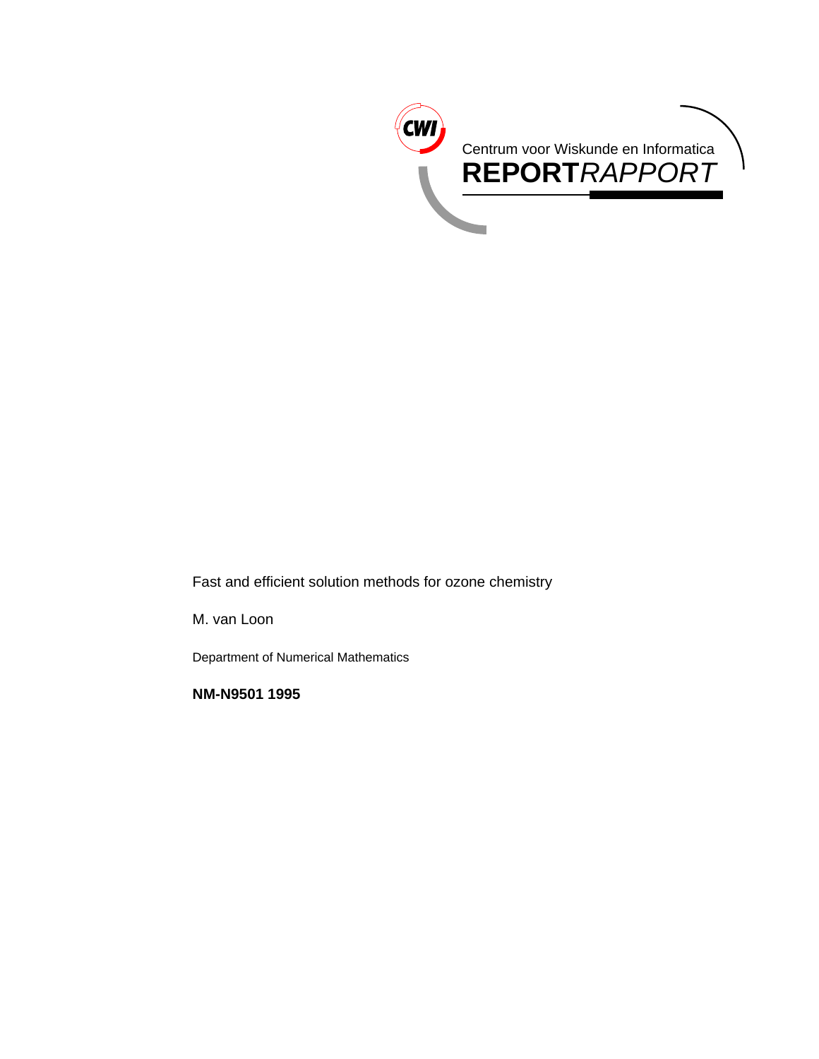Centrum voor Wiskunde en Informatica

**REPORT***RAPPORT*

Fast and efficient solution methods for ozone chemistry

M. van Loon

Department of Numerical Mathematics

**NM-N9501 1995**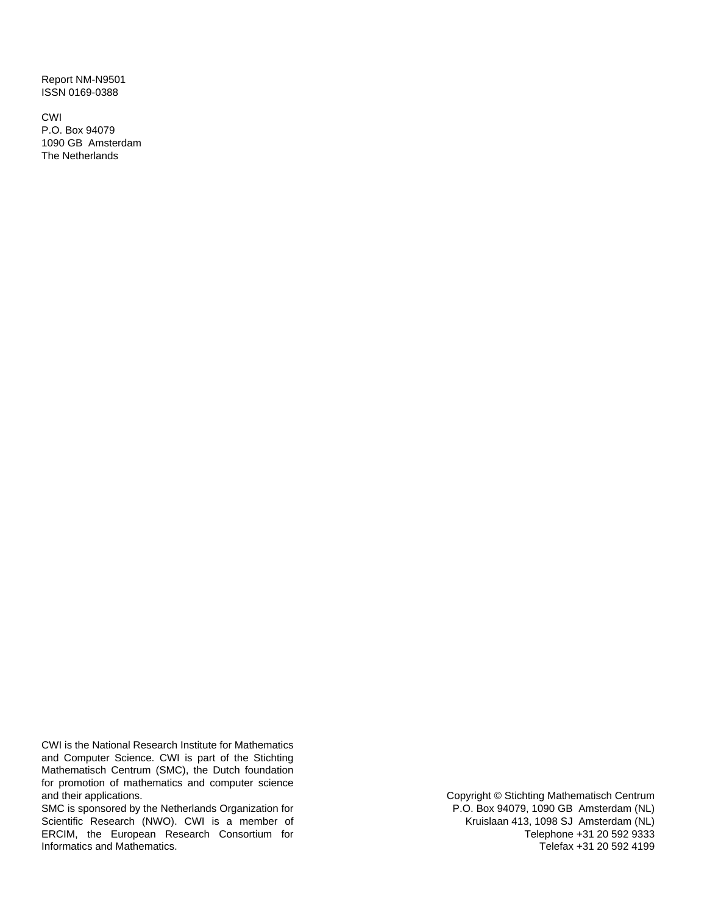Report NM-N9501
ISSN 0169-0388

CWI
P.O. Box 94079
1090 GB Amsterdam
The Netherlands

CWI is the National Research Institute for Mathematics and Computer Science. CWI is part of the Stichting Mathematisch Centrum (SMC), the Dutch foundation for promotion of mathematics and computer science and their applications.
SMC is sponsored by the Netherlands Organization for Scientific Research (NWO). CWI is a member of ERCIM, the European Research Consortium for Informatics and Mathematics.

Copyright © Stichting Mathematisch Centrum
P.O. Box 94079, 1090 GB Amsterdam (NL)
Kruislaan 413, 1098 SJ Amsterdam (NL)
Telephone +31 20 592 9333
Telefax +31 20 592 4199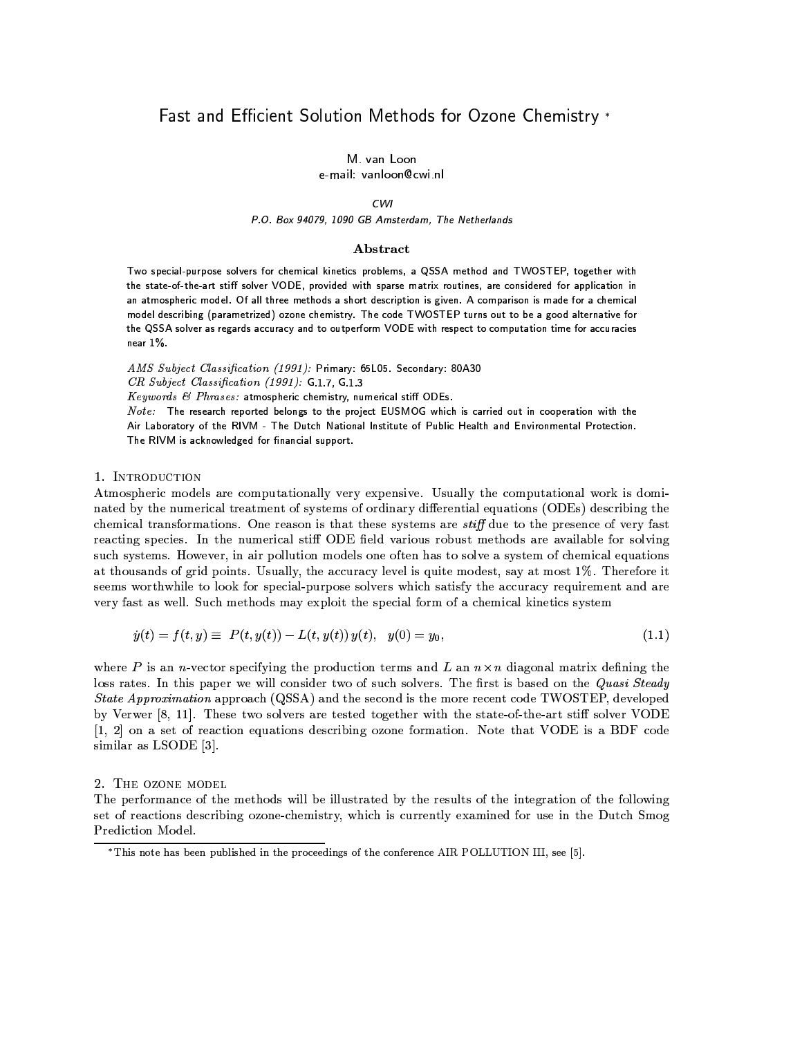# Fast and Efficient Solution Methods for Ozone Chemistry *

M. van Loon  
e-mail: vanloon@cwi.nl

*CWI*  
*P.O. Box 94079, 1090 GB Amsterdam, The Netherlands*

### Abstract

Two special-purpose solvers for chemical kinetics problems, a QSSA method and TWOSTEP, together with the state-of-the-art stiff solver VODE, provided with sparse matrix routines, are considered for application in an atmospheric model. Of all three methods a short description is given. A comparison is made for a chemical model describing (parametrized) ozone chemistry. The code TWOSTEP turns out to be a good alternative for the QSSA solver as regards accuracy and to outperform VODE with respect to computation time for accuracies near 1%.

*AMS Subject Classification (1991):* Primary: 65L05. Secondary: 80A30  
*CR Subject Classification (1991):* G.1.7, G.1.3  
*Keywords & Phrases:* atmospheric chemistry, numerical stiff ODEs.  
*Note:* The research reported belongs to the project EUSMOG which is carried out in cooperation with the Air Laboratory of the RIVM - The Dutch National Institute of Public Health and Environmental Protection. The RIVM is acknowledged for financial support.

## 1. Introduction

Atmospheric models are computationally very expensive. Usually the computational work is dominated by the numerical treatment of systems of ordinary differential equations (ODEs) describing the chemical transformations. One reason is that these systems are *stiff* due to the presence of very fast reacting species. In the numerical stiff ODE field various robust methods are available for solving such systems. However, in air pollution models one often has to solve a system of chemical equations at thousands of grid points. Usually, the accuracy level is quite modest, say at most 1%. Therefore it seems worthwhile to look for special-purpose solvers which satisfy the accuracy requirement and are very fast as well. Such methods may exploit the special form of a chemical kinetics system

$$\dot{y}(t) = f(t,y) \equiv \; P(t,y(t)) - L(t,y(t))\,y(t), \quad y(0) = y_0, \tag{1.1}$$

where $P$ is an $n$-vector specifying the production terms and $L$ an $n \times n$ diagonal matrix defining the loss rates. In this paper we will consider two of such solvers. The first is based on the *Quasi Steady State Approximation* approach (QSSA) and the second is the more recent code TWOSTEP, developed by Verwer [8, 11]. These two solvers are tested together with the state-of-the-art stiff solver VODE [1, 2] on a set of reaction equations describing ozone formation. Note that VODE is a BDF code similar as LSODE [3].

## 2. The ozone model

The performance of the methods will be illustrated by the results of the integration of the following set of reactions describing ozone-chemistry, which is currently examined for use in the Dutch Smog Prediction Model.

*This note has been published in the proceedings of the conference AIR POLLUTION III, see [5].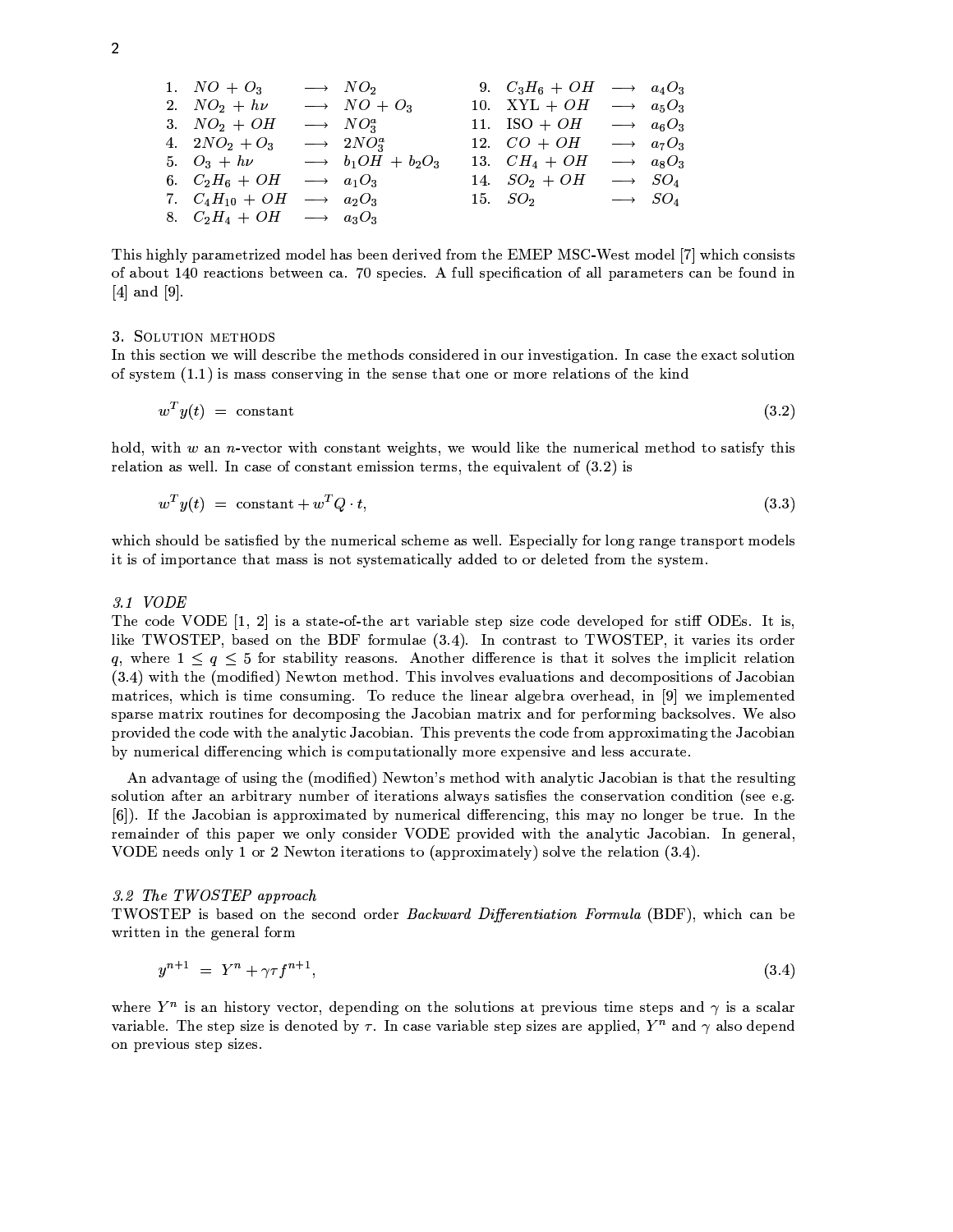| | | | | | | | |
|---|---|---|---|---|---|---|---|
| 1. | $NO + O_3$ | $\longrightarrow$ | $NO_2$ | 9. | $C_3H_6 + OH$ | $\longrightarrow$ | $a_4O_3$ |
| 2. | $NO_2 + h\nu$ | $\longrightarrow$ | $NO + O_3$ | 10. | XYL $+ OH$ | $\longrightarrow$ | $a_5O_3$ |
| 3. | $NO_2 + OH$ | $\longrightarrow$ | $NO_3^a$ | 11. | ISO $+ OH$ | $\longrightarrow$ | $a_6O_3$ |
| 4. | $2NO_2 + O_3$ | $\longrightarrow$ | $2NO_3^a$ | 12. | $CO + OH$ | $\longrightarrow$ | $a_7O_3$ |
| 5. | $O_3 + h\nu$ | $\longrightarrow$ | $b_1OH + b_2O_3$ | 13. | $CH_4 + OH$ | $\longrightarrow$ | $a_8O_3$ |
| 6. | $C_2H_6 + OH$ | $\longrightarrow$ | $a_1O_3$ | 14. | $SO_2 + OH$ | $\longrightarrow$ | $SO_4$ |
| 7. | $C_4H_{10} + OH$ | $\longrightarrow$ | $a_2O_3$ | 15. | $SO_2$ | $\longrightarrow$ | $SO_4$ |
| 8. | $C_2H_4 + OH$ | $\longrightarrow$ | $a_3O_3$ | | | | |

This highly parametrized model has been derived from the EMEP MSC-West model [7] which consists of about 140 reactions between ca. 70 species. A full specification of all parameters can be found in [4] and [9].

## 3. Solution methods

In this section we will describe the methods considered in our investigation. In case the exact solution of system (1.1) is mass conserving in the sense that one or more relations of the kind

$$w^T y(t) \;=\; \text{constant} \tag{3.2}$$

hold, with $w$ an $n$-vector with constant weights, we would like the numerical method to satisfy this relation as well. In case of constant emission terms, the equivalent of (3.2) is

$$w^T y(t) \;=\; \text{constant} + w^T Q \cdot t, \tag{3.3}$$

which should be satisfied by the numerical scheme as well. Especially for long range transport models it is of importance that mass is not systematically added to or deleted from the system.

### *3.1 VODE*

The code VODE [1, 2] is a state-of-the art variable step size code developed for stiff ODEs. It is, like TWOSTEP, based on the BDF formulae (3.4). In contrast to TWOSTEP, it varies its order $q$, where $1 \leq q \leq 5$ for stability reasons. Another difference is that it solves the implicit relation (3.4) with the (modified) Newton method. This involves evaluations and decompositions of Jacobian matrices, which is time consuming. To reduce the linear algebra overhead, in [9] we implemented sparse matrix routines for decomposing the Jacobian matrix and for performing backsolves. We also provided the code with the analytic Jacobian. This prevents the code from approximating the Jacobian by numerical differencing which is computationally more expensive and less accurate.

An advantage of using the (modified) Newton's method with analytic Jacobian is that the resulting solution after an arbitrary number of iterations always satisfies the conservation condition (see e.g. [6]). If the Jacobian is approximated by numerical differencing, this may no longer be true. In the remainder of this paper we only consider VODE provided with the analytic Jacobian. In general, VODE needs only 1 or 2 Newton iterations to (approximately) solve the relation (3.4).

### *3.2 The TWOSTEP approach*

TWOSTEP is based on the second order *Backward Differentiation Formula* (BDF), which can be written in the general form

$$y^{n+1} \;=\; Y^n + \gamma\tau f^{n+1}, \tag{3.4}$$

where $Y^n$ is an history vector, depending on the solutions at previous time steps and $\gamma$ is a scalar variable. The step size is denoted by $\tau$. In case variable step sizes are applied, $Y^n$ and $\gamma$ also depend on previous step sizes.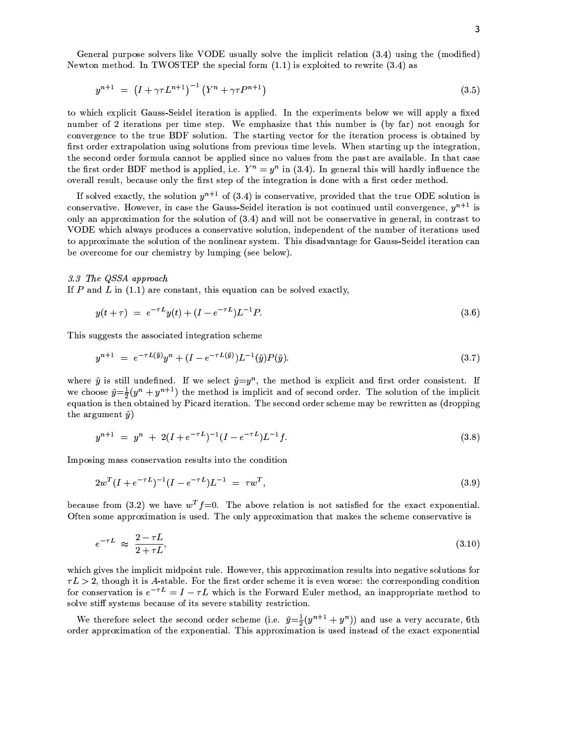General purpose solvers like VODE usually solve the implicit relation (3.4) using the (modified) Newton method. In TWOSTEP the special form (1.1) is exploited to rewrite (3.4) as

$$y^{n+1} \;=\; \left(I + \gamma\tau L^{n+1}\right)^{-1}\left(Y^n + \gamma\tau P^{n+1}\right) \tag{3.5}$$

to which explicit Gauss-Seidel iteration is applied. In the experiments below we will apply a fixed number of 2 iterations per time step. We emphasize that this number is (by far) not enough for convergence to the true BDF solution. The starting vector for the iteration process is obtained by first order extrapolation using solutions from previous time levels. When starting up the integration, the second order formula cannot be applied since no values from the past are available. In that case the first order BDF method is applied, i.e. $Y^n = y^n$ in (3.4). In general this will hardly influence the overall result, because only the first step of the integration is done with a first order method.

If solved exactly, the solution $y^{n+1}$ of (3.4) is conservative, provided that the true ODE solution is conservative. However, in case the Gauss-Seidel iteration is not continued until convergence, $y^{n+1}$ is only an approximation for the solution of (3.4) and will not be conservative in general, in contrast to VODE which always produces a conservative solution, independent of the number of iterations used to approximate the solution of the nonlinear system. This disadvantage for Gauss-Seidel iteration can be overcome for our chemistry by lumping (see below).

*3.3 The QSSA approach*

If $P$ and $L$ in (1.1) are constant, this equation can be solved exactly,

$$y(t+\tau) \;=\; e^{-\tau L}y(t) + (I - e^{-\tau L})L^{-1}P. \tag{3.6}$$

This suggests the associated integration scheme

$$y^{n+1} \;=\; e^{-\tau L(\tilde{y})}y^n + (I - e^{-\tau L(\tilde{y})})L^{-1}(\tilde{y})P(\tilde{y}). \tag{3.7}$$

where $\tilde{y}$ is still undefined. If we select $\tilde{y}=y^n$, the method is explicit and first order consistent. If we choose $\tilde{y}=\frac{1}{2}(y^n + y^{n+1})$ the method is implicit and of second order. The solution of the implicit equation is then obtained by Picard iteration. The second order scheme may be rewritten as (dropping the argument $\tilde{y}$)

$$y^{n+1} \;=\; y^n \;+\; 2(I + e^{-\tau L})^{-1}(I - e^{-\tau L})L^{-1}f. \tag{3.8}$$

Imposing mass conservation results into the condition

$$2w^T(I + e^{-\tau L})^{-1}(I - e^{-\tau L})L^{-1} \;=\; \tau w^T, \tag{3.9}$$

because from (3.2) we have $w^T f{=}0$. The above relation is not satisfied for the exact exponential. Often some approximation is used. The only approximation that makes the scheme conservative is

$$e^{-\tau L} \;\approx\; \frac{2 - \tau L}{2 + \tau L}, \tag{3.10}$$

which gives the implicit midpoint rule. However, this approximation results into negative solutions for $\tau L > 2$, though it is *A*-stable. For the first order scheme it is even worse: the corresponding condition for conservation is $e^{-\tau L} = I - \tau L$ which is the Forward Euler method, an inappropriate method to solve stiff systems because of its severe stability restriction.

We therefore select the second order scheme (i.e. $\tilde{y}=\frac{1}{2}(y^{n+1}+y^n)$) and use a very accurate, 6th order approximation of the exponential. This approximation is used instead of the exact exponential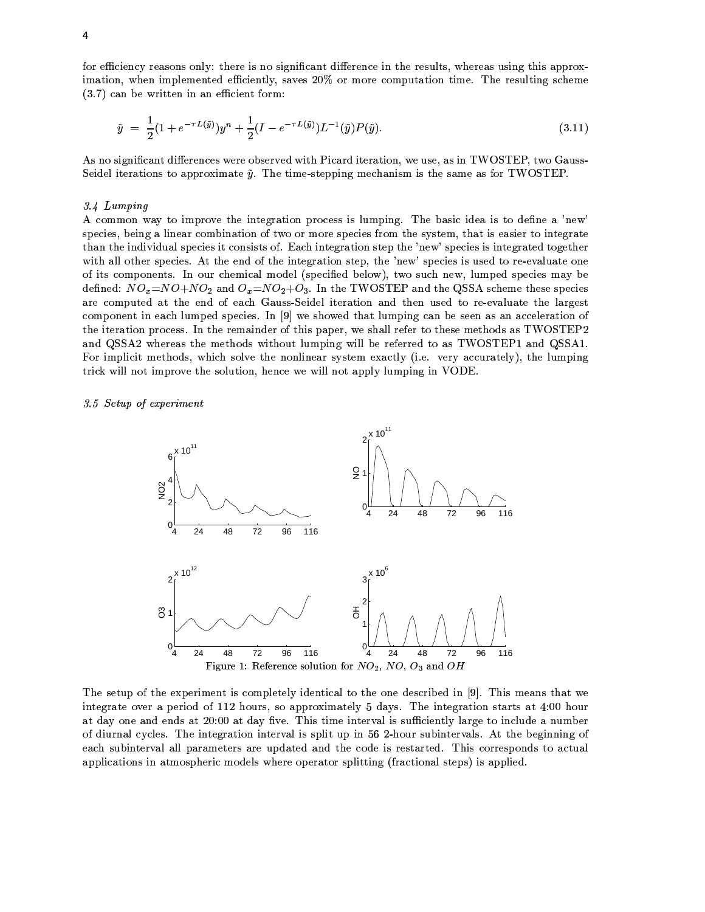for efficiency reasons only: there is no significant difference in the results, whereas using this approximation, when implemented efficiently, saves 20% or more computation time. The resulting scheme (3.7) can be written in an efficient form:

$$\tilde{y} \;=\; \frac{1}{2}(1 + e^{-\tau L(\tilde{y})})y^n + \frac{1}{2}(I - e^{-\tau L(\tilde{y})})L^{-1}(\tilde{y})P(\tilde{y}). \tag{3.11}$$

As no significant differences were observed with Picard iteration, we use, as in TWOSTEP, two Gauss-Seidel iterations to approximate $\tilde{y}$. The time-stepping mechanism is the same as for TWOSTEP.

### *3.4 Lumping*

A common way to improve the integration process is lumping. The basic idea is to define a 'new' species, being a linear combination of two or more species from the system, that is easier to integrate than the individual species it consists of. Each integration step the 'new' species is integrated together with all other species. At the end of the integration step, the 'new' species is used to re-evaluate one of its components. In our chemical model (specified below), two such new, lumped species may be defined: $NO_x$=$NO$+$NO_2$ and $O_x$=$NO_2$+$O_3$. In the TWOSTEP and the QSSA scheme these species are computed at the end of each Gauss-Seidel iteration and then used to re-evaluate the largest component in each lumped species. In [9] we showed that lumping can be seen as an acceleration of the iteration process. In the remainder of this paper, we shall refer to these methods as TWOSTEP2 and QSSA2 whereas the methods without lumping will be referred to as TWOSTEP1 and QSSA1. For implicit methods, which solve the nonlinear system exactly (i.e. very accurately), the lumping trick will not improve the solution, hence we will not apply lumping in VODE.

### *3.5 Setup of experiment*

Figure 1: Reference solution for $NO_2$, $NO$, $O_3$ and $OH$

The setup of the experiment is completely identical to the one described in [9]. This means that we integrate over a period of 112 hours, so approximately 5 days. The integration starts at 4:00 hour at day one and ends at 20:00 at day five. This time interval is sufficiently large to include a number of diurnal cycles. The integration interval is split up in 56 2-hour subintervals. At the beginning of each subinterval all parameters are updated and the code is restarted. This corresponds to actual applications in atmospheric models where operator splitting (fractional steps) is applied.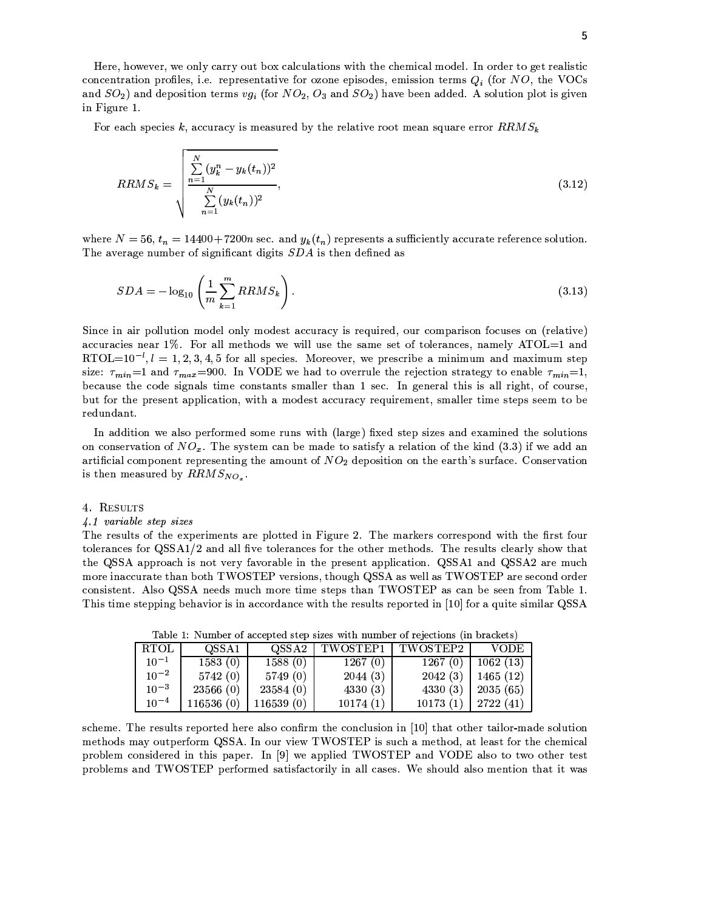Here, however, we only carry out box calculations with the chemical model. In order to get realistic concentration profiles, i.e. representative for ozone episodes, emission terms $Q_i$ (for $NO$, the VOCs and $SO_2$) and deposition terms $vg_i$ (for $NO_2$, $O_3$ and $SO_2$) have been added. A solution plot is given in Figure 1.

For each species $k$, accuracy is measured by the relative root mean square error $RRMS_k$

$$RRMS_k = \sqrt{\frac{\sum_{n=1}^{N} (y_k^n - y_k(t_n))^2}{\sum_{n=1}^{N} (y_k(t_n))^2}}, \tag{3.12}$$

where $N = 56$, $t_n = 14400 + 7200n$ sec. and $y_k(t_n)$ represents a sufficiently accurate reference solution. The average number of significant digits $SDA$ is then defined as

$$SDA = -\log_{10}\left(\frac{1}{m}\sum_{k=1}^{m} RRMS_k\right). \tag{3.13}$$

Since in air pollution model only modest accuracy is required, our comparison focuses on (relative) accuracies near 1%. For all methods we will use the same set of tolerances, namely ATOL=1 and RTOL=$10^{-l}$, $l = 1, 2, 3, 4, 5$ for all species. Moreover, we prescribe a minimum and maximum step size: $\tau_{min}$=1 and $\tau_{max}$=900. In VODE we had to overrule the rejection strategy to enable $\tau_{min}$=1, because the code signals time constants smaller than 1 sec. In general this is all right, of course, but for the present application, with a modest accuracy requirement, smaller time steps seem to be redundant.

In addition we also performed some runs with (large) fixed step sizes and examined the solutions on conservation of $NO_x$. The system can be made to satisfy a relation of the kind (3.3) if we add an artificial component representing the amount of $NO_2$ deposition on the earth's surface. Conservation is then measured by $RRMS_{NO_x}$.

## 4. Results

### *4.1 variable step sizes*

The results of the experiments are plotted in Figure 2. The markers correspond with the first four tolerances for QSSA1/2 and all five tolerances for the other methods. The results clearly show that the QSSA approach is not very favorable in the present application. QSSA1 and QSSA2 are much more inaccurate than both TWOSTEP versions, though QSSA as well as TWOSTEP are second order consistent. Also QSSA needs much more time steps than TWOSTEP as can be seen from Table 1. This time stepping behavior is in accordance with the results reported in [10] for a quite similar QSSA scheme. The results reported here also confirm the conclusion in [10] that other tailor-made solution methods may outperform QSSA. In our view TWOSTEP is such a method, at least for the chemical problem considered in this paper. In [9] we applied TWOSTEP and VODE also to two other test problems and TWOSTEP performed satisfactorily in all cases. We should also mention that it was

Table 1: Number of accepted step sizes with number of rejections (in brackets)

| RTOL | QSSA1 | QSSA2 | TWOSTEP1 | TWOSTEP2 | VODE |
|---|---|---|---|---|---|
| $10^{-1}$ | 1583 (0) | 1588 (0) | 1267 (0) | 1267 (0) | 1062 (13) |
| $10^{-2}$ | 5742 (0) | 5749 (0) | 2044 (3) | 2042 (3) | 1465 (12) |
| $10^{-3}$ | 23566 (0) | 23584 (0) | 4330 (3) | 4330 (3) | 2035 (65) |
| $10^{-4}$ | 116536 (0) | 116539 (0) | 10174 (1) | 10173 (1) | 2722 (41) |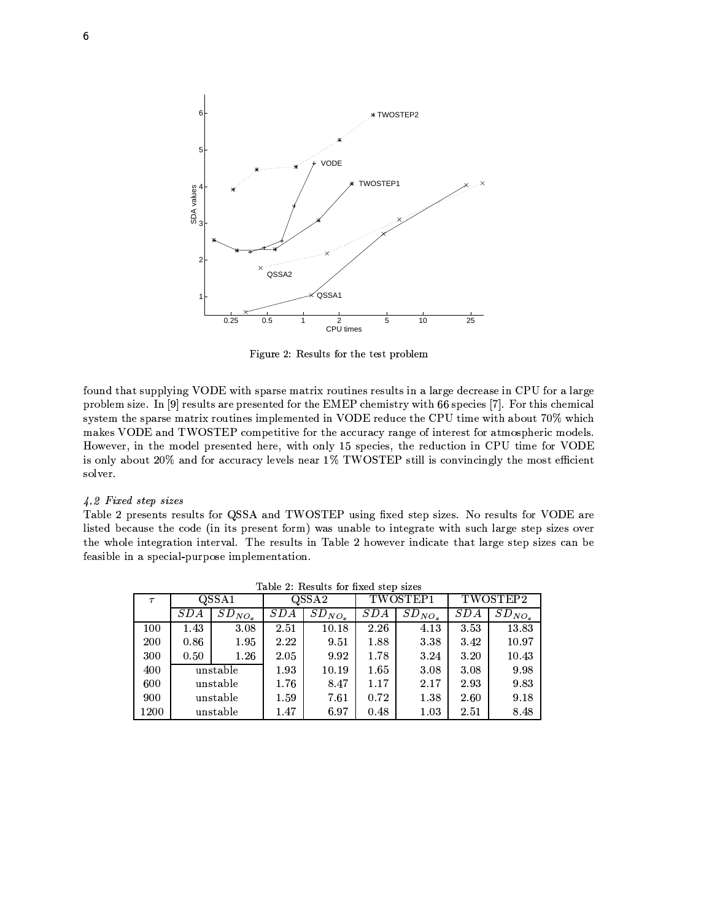Figure 2: Results for the test problem

found that supplying VODE with sparse matrix routines results in a large decrease in CPU for a large problem size. In [9] results are presented for the EMEP chemistry with 66 species [7]. For this chemical system the sparse matrix routines implemented in VODE reduce the CPU time with about 70% which makes VODE and TWOSTEP competitive for the accuracy range of interest for atmospheric models. However, in the model presented here, with only 15 species, the reduction in CPU time for VODE is only about 20% and for accuracy levels near 1% TWOSTEP still is convincingly the most efficient solver.

*4.2 Fixed step sizes*

Table 2 presents results for QSSA and TWOSTEP using fixed step sizes. No results for VODE are listed because the code (in its present form) was unable to integrate with such large step sizes over the whole integration interval. The results in Table 2 however indicate that large step sizes can be feasible in a special-purpose implementation.

Table 2: Results for fixed step sizes

| $\tau$ | QSSA1 | | QSSA2 | | TWOSTEP1 | | TWOSTEP2 | |
|---|---|---|---|---|---|---|---|---|
| | $SDA$ | $SD_{NO_x}$ | $SDA$ | $SD_{NO_x}$ | $SDA$ | $SD_{NO_x}$ | $SDA$ | $SD_{NO_x}$ |
| 100 | 1.43 | 3.08 | 2.51 | 10.18 | 2.26 | 4.13 | 3.53 | 13.83 |
| 200 | 0.86 | 1.95 | 2.22 | 9.51 | 1.88 | 3.38 | 3.42 | 10.97 |
| 300 | 0.50 | 1.26 | 2.05 | 9.92 | 1.78 | 3.24 | 3.20 | 10.43 |
| 400 | unstable | | 1.93 | 10.19 | 1.65 | 3.08 | 3.08 | 9.98 |
| 600 | unstable | | 1.76 | 8.47 | 1.17 | 2.17 | 2.93 | 9.83 |
| 900 | unstable | | 1.59 | 7.61 | 0.72 | 1.38 | 2.60 | 9.18 |
| 1200 | unstable | | 1.47 | 6.97 | 0.48 | 1.03 | 2.51 | 8.48 |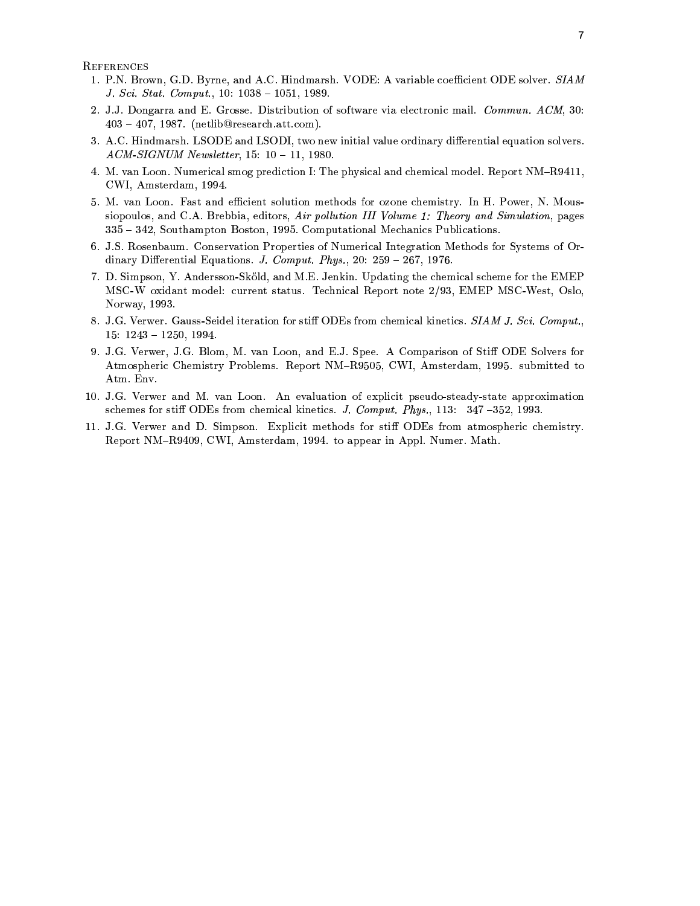## References

1. P.N. Brown, G.D. Byrne, and A.C. Hindmarsh. VODE: A variable coefficient ODE solver. *SIAM J. Sci. Stat. Comput.*, 10: 1038 – 1051, 1989.
2. J.J. Dongarra and E. Grosse. Distribution of software via electronic mail. *Commun. ACM*, 30: 403 – 407, 1987. (netlib@research.att.com).
3. A.C. Hindmarsh. LSODE and LSODI, two new initial value ordinary differential equation solvers. *ACM-SIGNUM Newsletter*, 15: 10 – 11, 1980.
4. M. van Loon. Numerical smog prediction I: The physical and chemical model. Report NM–R9411, CWI, Amsterdam, 1994.
5. M. van Loon. Fast and efficient solution methods for ozone chemistry. In H. Power, N. Moussiopoulos, and C.A. Brebbia, editors, *Air pollution III Volume 1: Theory and Simulation*, pages 335 – 342, Southampton Boston, 1995. Computational Mechanics Publications.
6. J.S. Rosenbaum. Conservation Properties of Numerical Integration Methods for Systems of Ordinary Differential Equations. *J. Comput. Phys.*, 20: 259 – 267, 1976.
7. D. Simpson, Y. Andersson-Sköld, and M.E. Jenkin. Updating the chemical scheme for the EMEP MSC-W oxidant model: current status. Technical Report note 2/93, EMEP MSC-West, Oslo, Norway, 1993.
8. J.G. Verwer. Gauss-Seidel iteration for stiff ODEs from chemical kinetics. *SIAM J. Sci. Comput.*, 15: 1243 – 1250, 1994.
9. J.G. Verwer, J.G. Blom, M. van Loon, and E.J. Spee. A Comparison of Stiff ODE Solvers for Atmospheric Chemistry Problems. Report NM–R9505, CWI, Amsterdam, 1995. submitted to Atm. Env.
10. J.G. Verwer and M. van Loon. An evaluation of explicit pseudo-steady-state approximation schemes for stiff ODEs from chemical kinetics. *J. Comput. Phys.*, 113: 347 –352, 1993.
11. J.G. Verwer and D. Simpson. Explicit methods for stiff ODEs from atmospheric chemistry. Report NM–R9409, CWI, Amsterdam, 1994. to appear in Appl. Numer. Math.